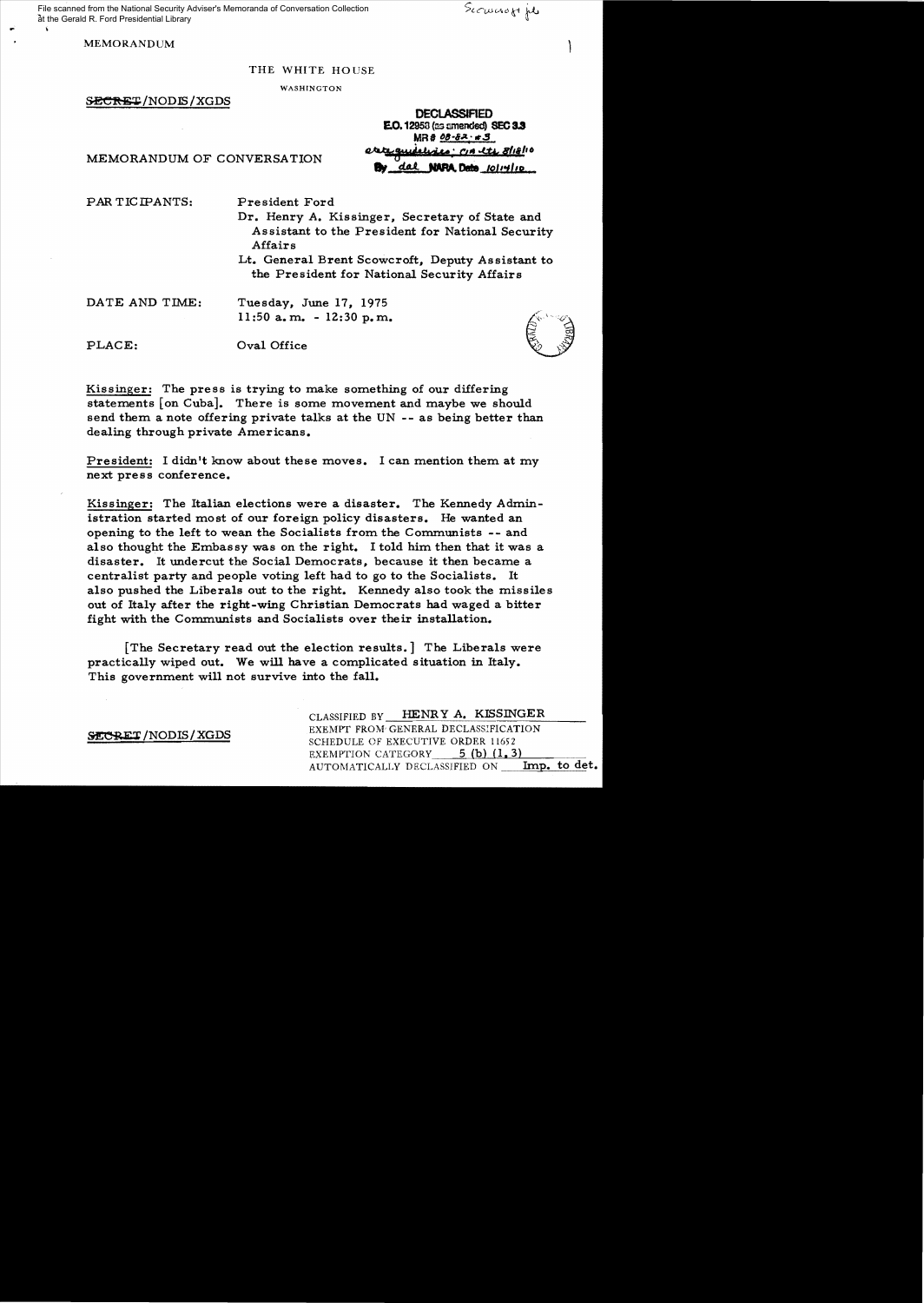File scanned from the National Security Adviser's Memoranda of Conversation Collection at the Gerald R. Ford Presidential Library

Scowcroft file

MEMORANDUM

THE WHITE HOUSE

WASHINGTON

~~SECRET~~/NODIS/XGDS

**DECLASSIFIED**
**E.O. 12958 (as amended) SEC 3.3**
**MR # 08-82; #3**
*state guidelines; CIA ltr 8/18/10*
**By** *dal* **NARA, Date** *10/14/10*

MEMORANDUM OF CONVERSATION

PARTICIPANTS: President Ford
Dr. Henry A. Kissinger, Secretary of State and Assistant to the President for National Security Affairs
Lt. General Brent Scowcroft, Deputy Assistant to the President for National Security Affairs

DATE AND TIME: Tuesday, June 17, 1975
11:50 a.m. - 12:30 p.m.

PLACE: Oval Office

Kissinger: The press is trying to make something of our differing statements [on Cuba]. There is some movement and maybe we should send them a note offering private talks at the UN -- as being better than dealing through private Americans.

President: I didn't know about these moves. I can mention them at my next press conference.

Kissinger: The Italian elections were a disaster. The Kennedy Administration started most of our foreign policy disasters. He wanted an opening to the left to wean the Socialists from the Communists -- and also thought the Embassy was on the right. I told him then that it was a disaster. It undercut the Social Democrats, because it then became a centralist party and people voting left had to go to the Socialists. It also pushed the Liberals out to the right. Kennedy also took the missiles out of Italy after the right-wing Christian Democrats had waged a bitter fight with the Communists and Socialists over their installation.

[The Secretary read out the election results.] The Liberals were practically wiped out. We will have a complicated situation in Italy. This government will not survive into the fall.

~~SECRET~~/NODIS/XGDS

CLASSIFIED BY HENRY A. KISSINGER
EXEMPT FROM GENERAL DECLASSIFICATION SCHEDULE OF EXECUTIVE ORDER 11652
EXEMPTION CATEGORY 5 (b) (1, 3)
AUTOMATICALLY DECLASSIFIED ON Imp. to det.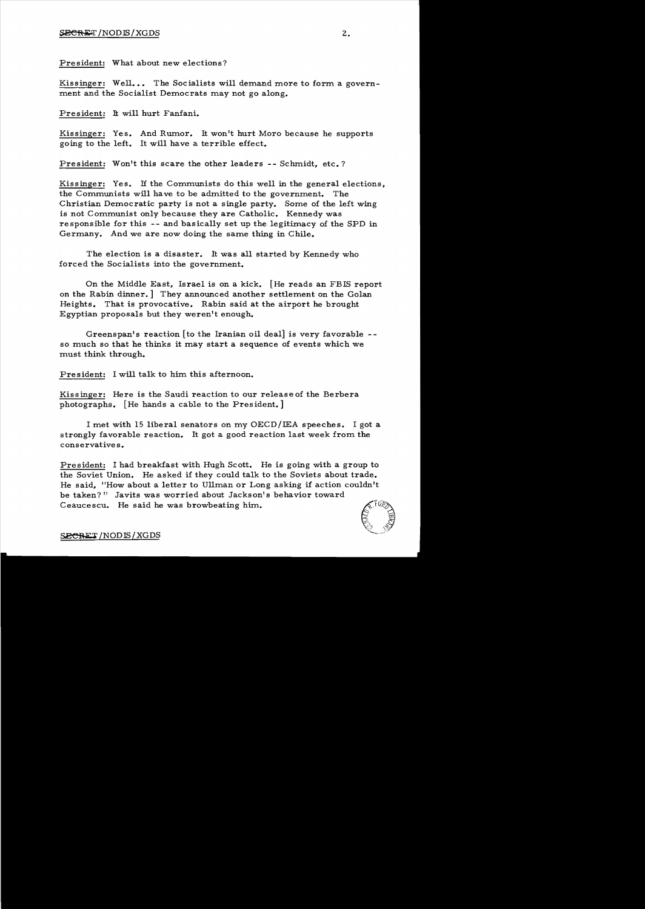President: What about new elections?

Kissinger: Well... The Socialists will demand more to form a government and the Socialist Democrats may not go along.

President: It will hurt Fanfani.

Kissinger: Yes. And Rumor. It won't hurt Moro because he supports going to the left. It will have a terrible effect.

President: Won't this scare the other leaders -- Schmidt, etc.?

Kissinger: Yes. If the Communists do this well in the general elections, the Communists will have to be admitted to the government. The Christian Democratic party is not a single party. Some of the left wing is not Communist only because they are Catholic. Kennedy was responsible for this -- and basically set up the legitimacy of the SPD in Germany. And we are now doing the same thing in Chile.

The election is a disaster. It was all started by Kennedy who forced the Socialists into the government.

On the Middle East, Israel is on a kick. [He reads an FBIS report on the Rabin dinner.] They announced another settlement on the Golan Heights. That is provocative. Rabin said at the airport he brought Egyptian proposals but they weren't enough.

Greenspan's reaction [to the Iranian oil deal] is very favorable -- so much so that he thinks it may start a sequence of events which we must think through.

President: I will talk to him this afternoon.

Kissinger: Here is the Saudi reaction to our release of the Berbera photographs. [He hands a cable to the President.]

I met with 15 liberal senators on my OECD/IEA speeches. I got a strongly favorable reaction. It got a good reaction last week from the conservatives.

President: I had breakfast with Hugh Scott. He is going with a group to the Soviet Union. He asked if they could talk to the Soviets about trade. He said, "How about a letter to Ullman or Long asking if action couldn't be taken?" Javits was worried about Jackson's behavior toward Ceaucescu. He said he was browbeating him.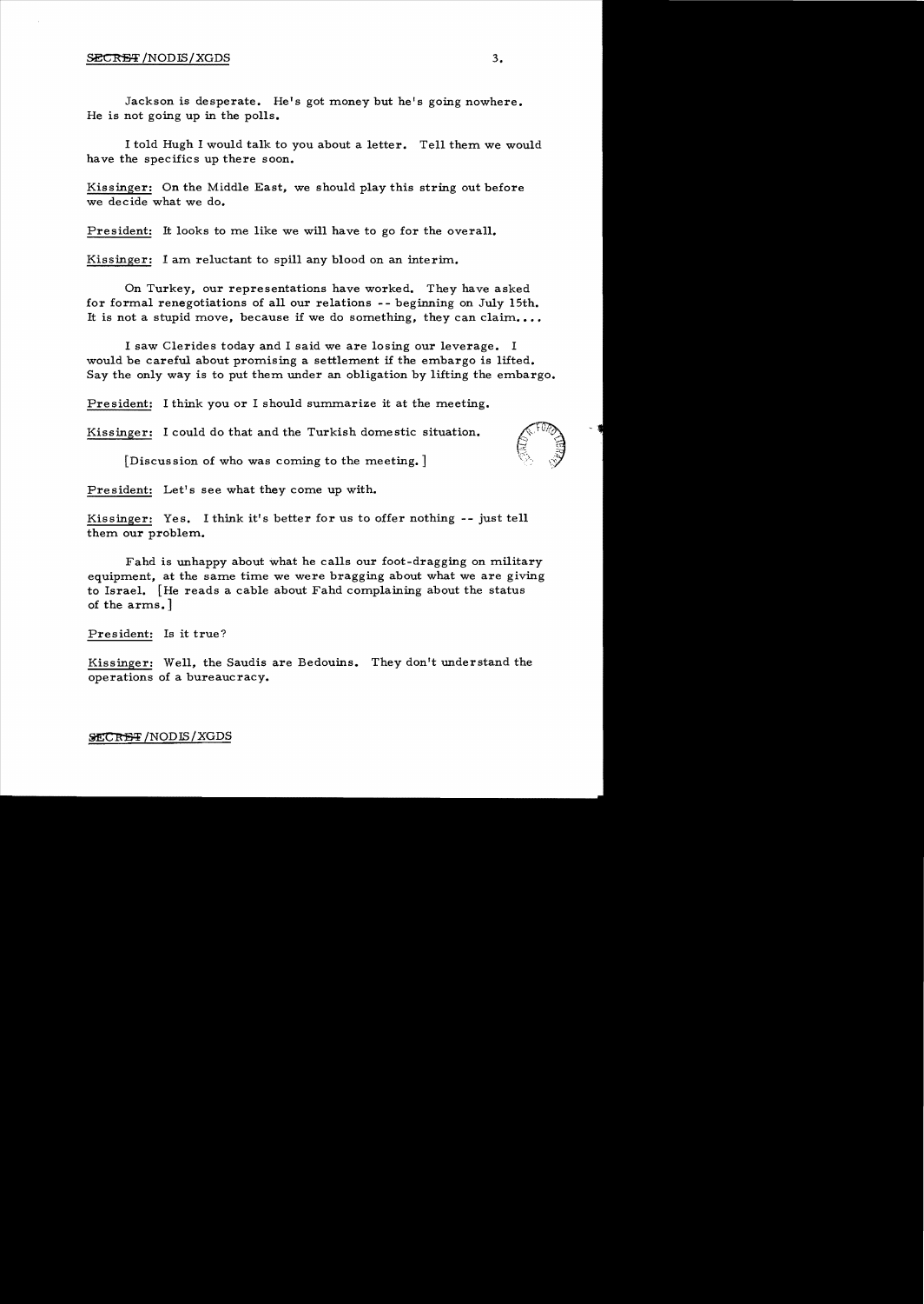Jackson is desperate. He's got money but he's going nowhere. He is not going up in the polls.

I told Hugh I would talk to you about a letter. Tell them we would have the specifics up there soon.

Kissinger: On the Middle East, we should play this string out before we decide what we do.

President: It looks to me like we will have to go for the overall.

Kissinger: I am reluctant to spill any blood on an interim.

On Turkey, our representations have worked. They have asked for formal renegotiations of all our relations -- beginning on July 15th. It is not a stupid move, because if we do something, they can claim....

I saw Clerides today and I said we are losing our leverage. I would be careful about promising a settlement if the embargo is lifted. Say the only way is to put them under an obligation by lifting the embargo.

President: I think you or I should summarize it at the meeting.

Kissinger: I could do that and the Turkish domestic situation.

[Discussion of who was coming to the meeting.]

President: Let's see what they come up with.

Kissinger: Yes. I think it's better for us to offer nothing -- just tell them our problem.

Fahd is unhappy about what he calls our foot-dragging on military equipment, at the same time we were bragging about what we are giving to Israel. [He reads a cable about Fahd complaining about the status of the arms.]

President: Is it true?

Kissinger: Well, the Saudis are Bedouins. They don't understand the operations of a bureaucracy.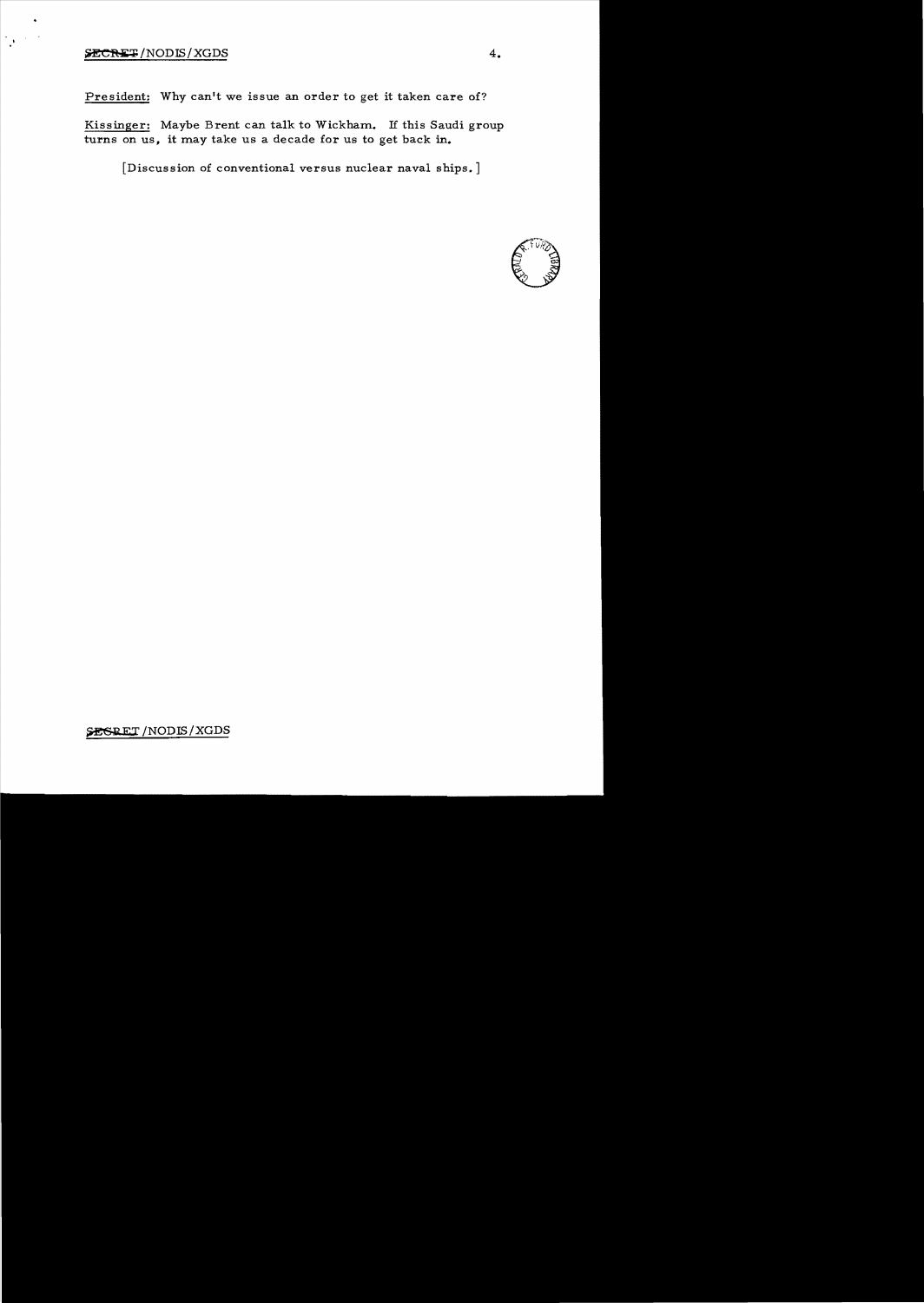President: Why can't we issue an order to get it taken care of?

Kissinger: Maybe Brent can talk to Wickham. If this Saudi group turns on us, it may take us a decade for us to get back in.

[Discussion of conventional versus nuclear naval ships.]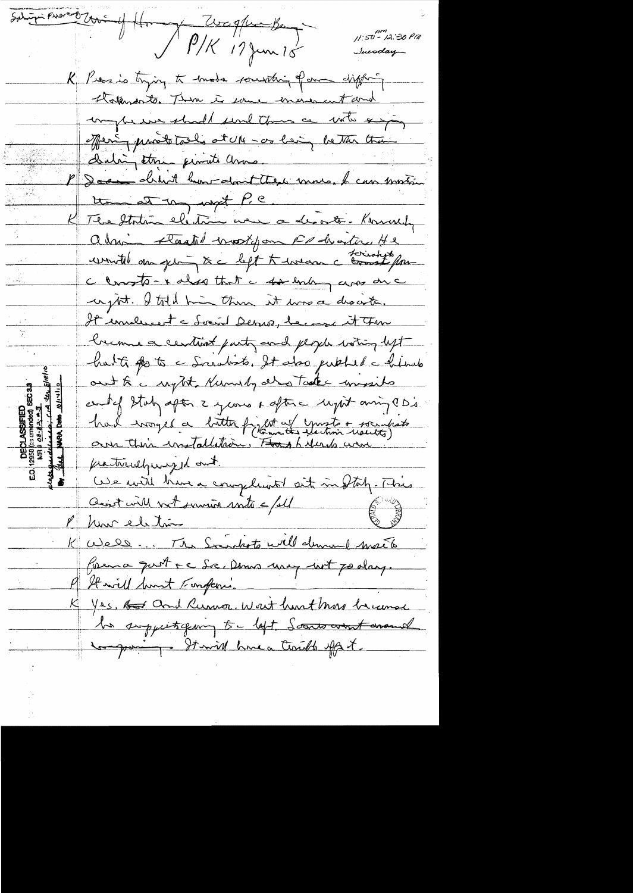Schmidt, President of Germany Walter Burges

P/K 17 Jun 75

11:50 am – 12:30 pm

Tuesday

K Pres is trying to make something of our differing statements. There is some movement and maybe we should send them a note saying offering private talks at UN – as being better than dealing through private means.

P I don't know about these moves. I can mention them at my next P.C.

K The Italian election was a disaster. Kennedy Admin started most of our problems. He wanted an opening to the left to wean the Socialists from the Communists – & also that the ~~ending~~ crisis was on the right. I told him then it was a disaster. It weakened the Social Democrats, because it then became a centrist party and people voting left had to go to the Socialists. It also pushed the liberals out to the right. Kennedy also took the missiles out of Italy after 2 years & after the right wing CD's had waged a bitter fight (over the election results) over their installation. ~~That~~ Liberals were practically wiped out.

We will have a complicated sit in Italy. This Govt will not survive into the fall

P Nor elections

K Well... The Socialists will demand more to form a govt & the Soc. Dems may not go along.

P It will hurt Fanfani.

K Yes. ~~And~~ And Rumor. Won't hurt Moro because he supports going to the left. Soares went around ~~campaigning~~ campaigning. It will have a terrible effect.

DECLASSIFIED E.O. 12958 (as amended) SEC 3.3 MR # 08-82; #3 CIA Ltr 8/18/10 By dal NARA Date 8/14/10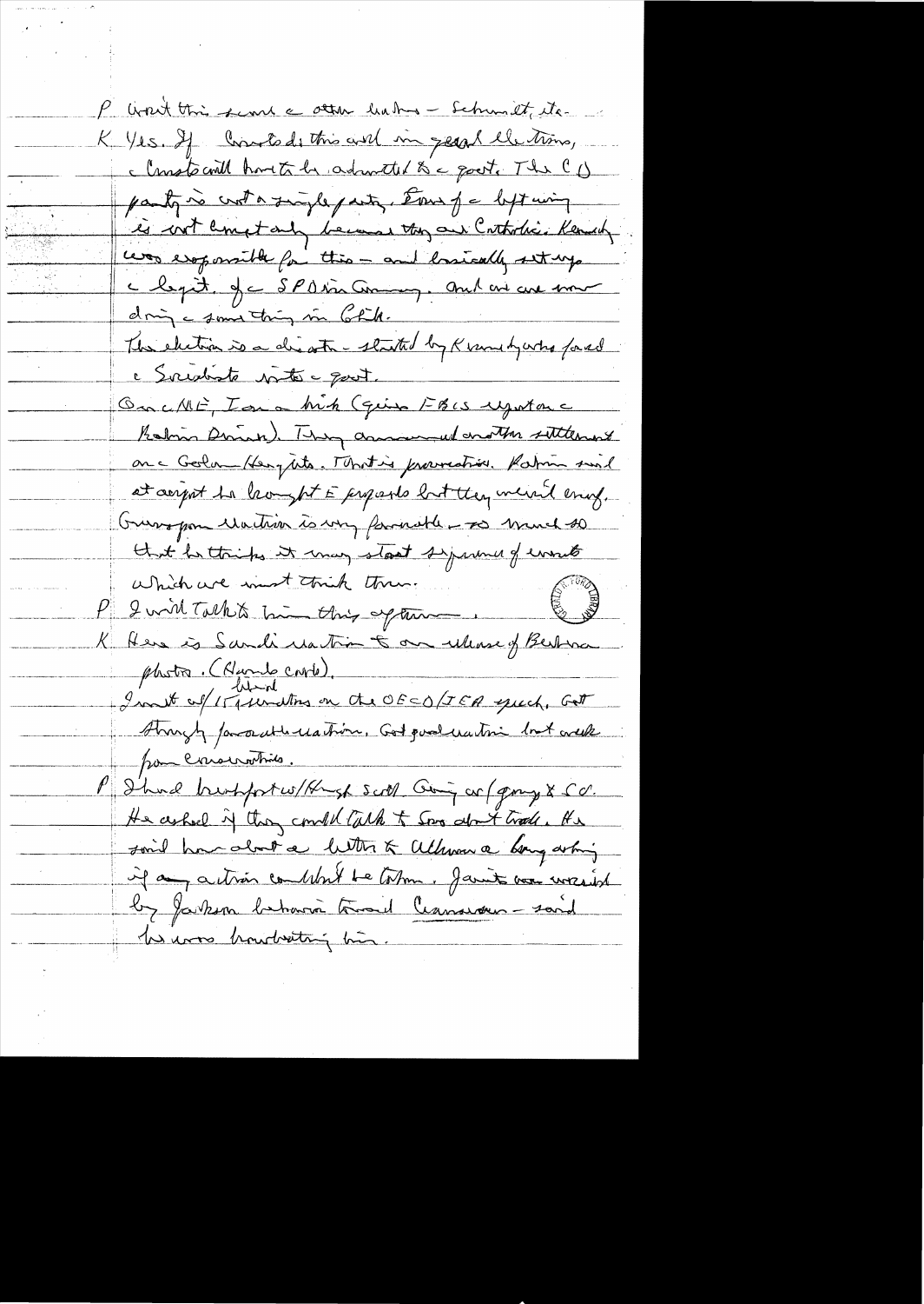P Won't this scare the other leaders – Schmidt, etc.

K Yes. If Communists do this well in general elections, the Communists will have to be admitted to the govt. The CD party is not a single party. Some of the left wing is not Communist only because they are Catholic. Kennedy was responsible for this – and basically set up the legit. of the SPD in Germany. And we are now doing the same thing in Chile.

The election is a disaster – started by Kennedy who forced the Socialists into the govt.

On the ME, I am a bit (given FBIS report on Rabin Dinitz). They announced another settlement on the Golan Heights. That is provocation. Rabin said at airport he brought 5 proposals but they weren't enough. European reaction is very favorable – so much so that he thinks it may start a pressure of events which we must think through.

P I will talk to him this afternoon.

K Here is Saudi reaction to our release of Bethlehem photos. (Hands cable).

I met w/15 Senators on the OECD/IEA speech. Got strongly favorable reaction. Got good reaction but weak from conservatives.

P I had breakfast w/Hugh Scott. Going w/group to CR. He asked if they could talk to Sov about trade. He said how about a letter to Allison a long asking if any action couldn't be taken. Javits was worried by Jackson behavior toward Ceausescu – said he was browbeating him.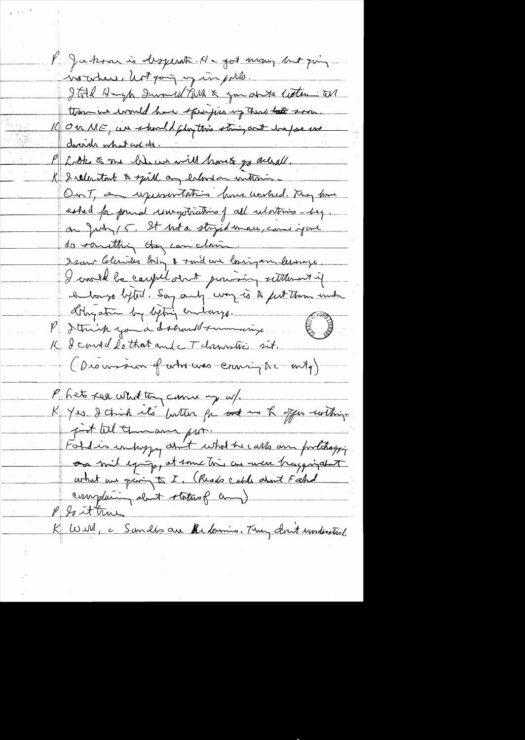P Jackson is desperate. He got money but going nowhere, not going up in polls.

I told Hugh Duncan to tell Vanik to you and to Ullman to tell them we would have specifics up there soon.

K On ME, we should play this thing out before we decide what we do.

P Looks to me like we will have to go ahead.

K I understand to spill any Lebanon initiative.

On T, our representatives have worked. They have asked for formal renegotiations of all relations – beg. on July 15. It not a stupid move, cause if we do something they can claim.

I saw Clements today & told our Foreign message. I would be careful about promising settlement if embargo lifted. Say only way is to put them under obligation by lifting embargo.

P I think you & I should summarize.

K I could do that and c T domestic sit.

(Discussion of who was coming to c mtg)

P Lets see what they come up w/.

K Yes. I think its better for us to offer nothing just tell them our posit.

Fahd is unhappy about what he calls our foot-dragging on mil eqpt, at some time we were bragging about what we giving to I. (Reads cable about Fahd complaining about status of arms)

P Is it true.

K Well, c Saudis are Bedouins. They don't understand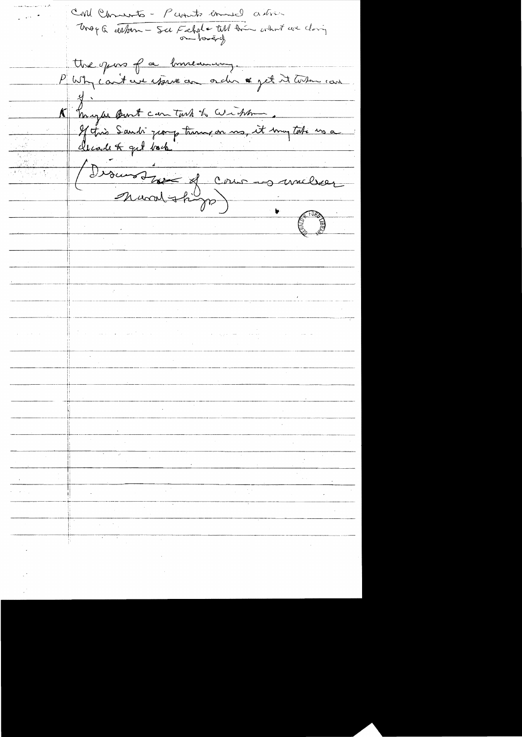Civil Chiefs – Points made – Action

Troop & action – See Fahd – tell him what we doing on board

the opposite of a humanitarian.

P: Why can't we issue an order & get it taken care of.

K: Maybe Brent can talk to Wickham.

If this Saudi jump turns on us, it may take us a decade to get back.

(Discussion of Carrier unclear Naval ships)